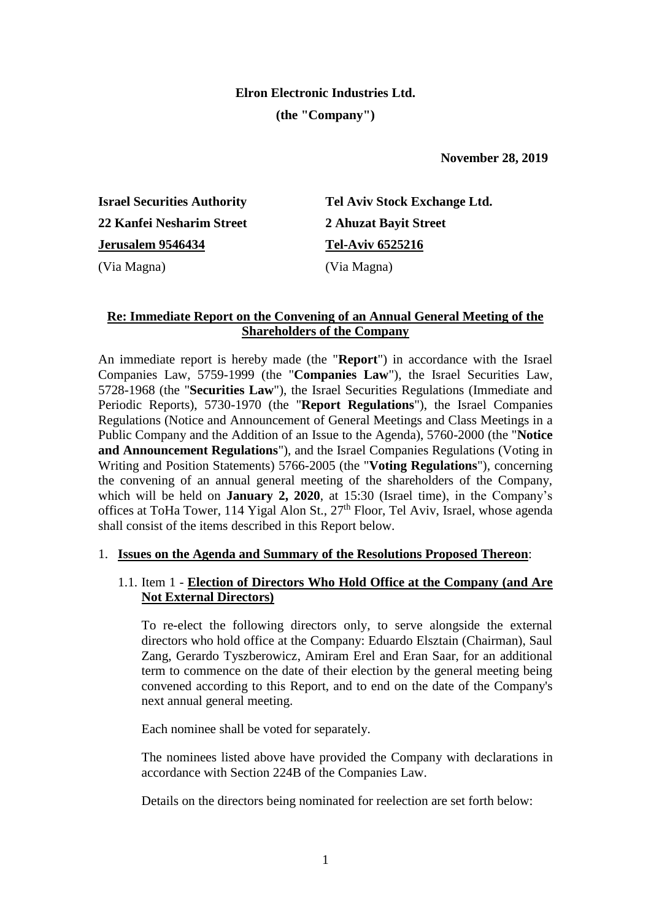**Elron Electronic Industries Ltd.**

**(the "Company")**

**November 28, 2019**

**Israel Securities Authority**
**22 Kanfei Nesharim Street**
**Jerusalem 9546434**
(Via Magna)

**Tel Aviv Stock Exchange Ltd.**
**2 Ahuzat Bayit Street**
**Tel-Aviv 6525216**
(Via Magna)

**Re: Immediate Report on the Convening of an Annual General Meeting of the Shareholders of the Company**

An immediate report is hereby made (the "**Report**") in accordance with the Israel Companies Law, 5759-1999 (the "**Companies Law**"), the Israel Securities Law, 5728-1968 (the "**Securities Law**"), the Israel Securities Regulations (Immediate and Periodic Reports), 5730-1970 (the "**Report Regulations**"), the Israel Companies Regulations (Notice and Announcement of General Meetings and Class Meetings in a Public Company and the Addition of an Issue to the Agenda), 5760-2000 (the "**Notice and Announcement Regulations**"), and the Israel Companies Regulations (Voting in Writing and Position Statements) 5766-2005 (the "**Voting Regulations**"), concerning the convening of an annual general meeting of the shareholders of the Company, which will be held on **January 2, 2020**, at 15:30 (Israel time), in the Company's offices at ToHa Tower, 114 Yigal Alon St., 27th Floor, Tel Aviv, Israel, whose agenda shall consist of the items described in this Report below.

1. **Issues on the Agenda and Summary of the Resolutions Proposed Thereon**:

   1.1. Item 1 - **Election of Directors Who Hold Office at the Company (and Are Not External Directors)**

   To re-elect the following directors only, to serve alongside the external directors who hold office at the Company: Eduardo Elsztain (Chairman), Saul Zang, Gerardo Tyszberowicz, Amiram Erel and Eran Saar, for an additional term to commence on the date of their election by the general meeting being convened according to this Report, and to end on the date of the Company's next annual general meeting.

   Each nominee shall be voted for separately.

   The nominees listed above have provided the Company with declarations in accordance with Section 224B of the Companies Law.

   Details on the directors being nominated for reelection are set forth below: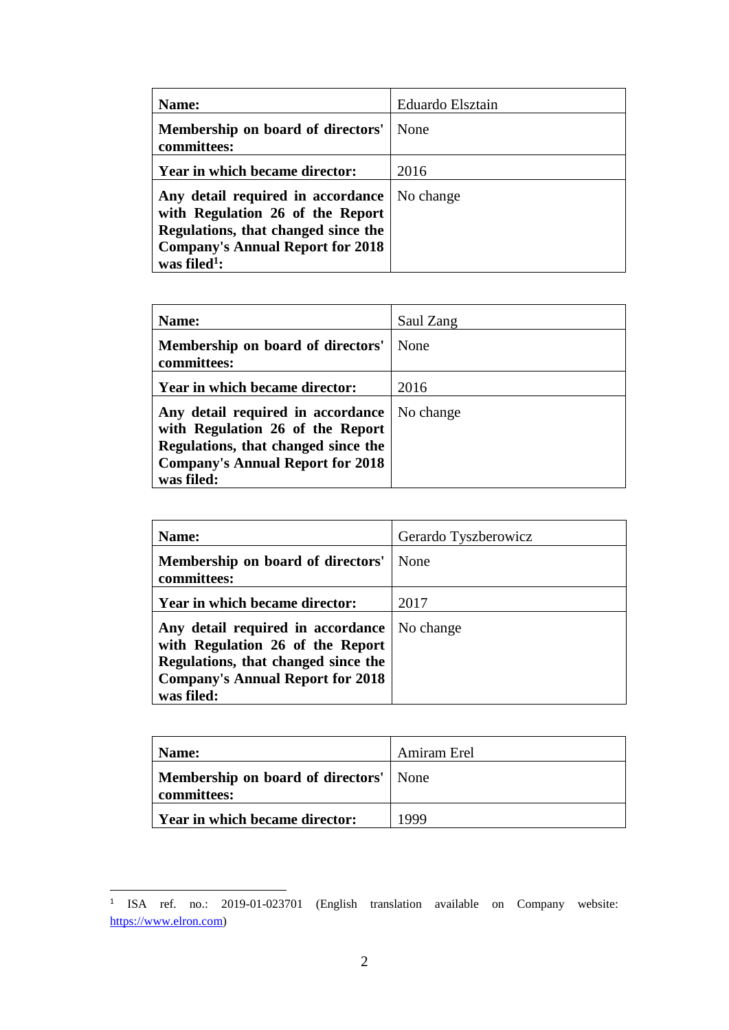| Name: | Eduardo Elsztain |
|---|---|
| Membership on board of directors' committees: | None |
| Year in which became director: | 2016 |
| Any detail required in accordance with Regulation 26 of the Report Regulations, that changed since the Company's Annual Report for 2018 was filed[1]: | No change |

| Name: | Saul Zang |
|---|---|
| Membership on board of directors' committees: | None |
| Year in which became director: | 2016 |
| Any detail required in accordance with Regulation 26 of the Report Regulations, that changed since the Company's Annual Report for 2018 was filed: | No change |

| Name: | Gerardo Tyszberowicz |
|---|---|
| Membership on board of directors' committees: | None |
| Year in which became director: | 2017 |
| Any detail required in accordance with Regulation 26 of the Report Regulations, that changed since the Company's Annual Report for 2018 was filed: | No change |

| Name: | Amiram Erel |
|---|---|
| Membership on board of directors' committees: | None |
| Year in which became director: | 1999 |

[1] ISA ref. no.: 2019-01-023701 (English translation available on Company website: https://www.elron.com)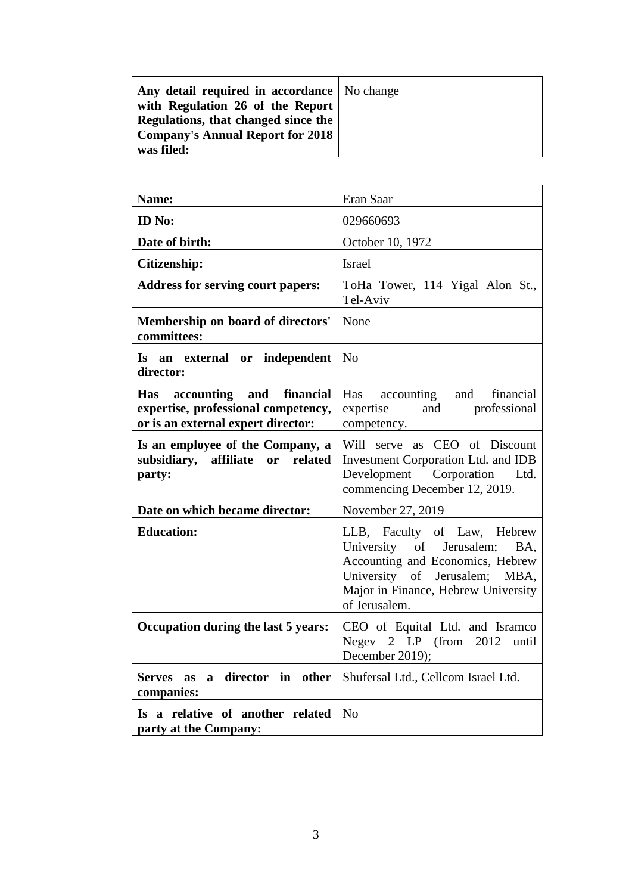| **Any detail required in accordance with Regulation 26 of the Report Regulations, that changed since the Company's Annual Report for 2018 was filed:** | No change |
|---|---|

| **Name:** | Eran Saar |
|---|---|
| **ID No:** | 029660693 |
| **Date of birth:** | October 10, 1972 |
| **Citizenship:** | Israel |
| **Address for serving court papers:** | ToHa Tower, 114 Yigal Alon St., Tel-Aviv |
| **Membership on board of directors' committees:** | None |
| **Is an external or independent director:** | No |
| **Has accounting and financial expertise, professional competency, or is an external expert director:** | Has accounting and financial expertise and professional competency. |
| **Is an employee of the Company, a subsidiary, affiliate or related party:** | Will serve as CEO of Discount Investment Corporation Ltd. and IDB Development Corporation Ltd. commencing December 12, 2019. |
| **Date on which became director:** | November 27, 2019 |
| **Education:** | LLB, Faculty of Law, Hebrew University of Jerusalem; BA, Accounting and Economics, Hebrew University of Jerusalem; MBA, Major in Finance, Hebrew University of Jerusalem. |
| **Occupation during the last 5 years:** | CEO of Equital Ltd. and Isramco Negev 2 LP (from 2012 until December 2019); |
| **Serves as a director in other companies:** | Shufersal Ltd., Cellcom Israel Ltd. |
| **Is a relative of another related party at the Company:** | No |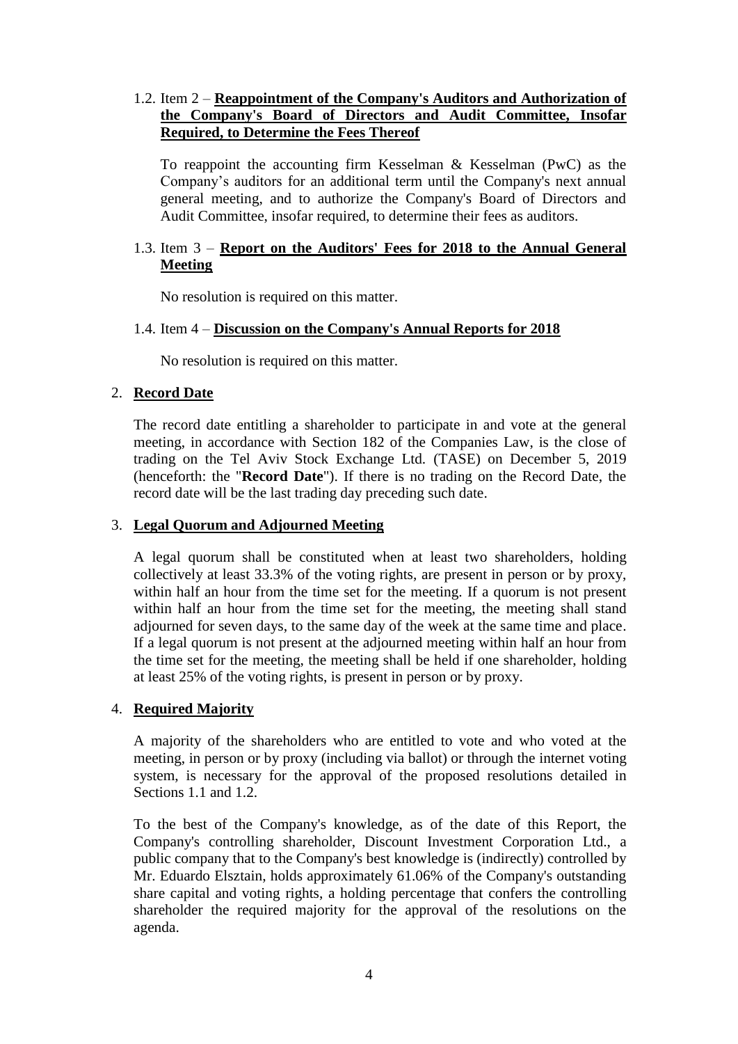1.2. Item 2 – **Reappointment of the Company's Auditors and Authorization of the Company's Board of Directors and Audit Committee, Insofar Required, to Determine the Fees Thereof**

To reappoint the accounting firm Kesselman & Kesselman (PwC) as the Company's auditors for an additional term until the Company's next annual general meeting, and to authorize the Company's Board of Directors and Audit Committee, insofar required, to determine their fees as auditors.

1.3. Item 3 – **Report on the Auditors' Fees for 2018 to the Annual General Meeting**

No resolution is required on this matter.

1.4. Item 4 – **Discussion on the Company's Annual Reports for 2018**

No resolution is required on this matter.

## 2. Record Date

The record date entitling a shareholder to participate in and vote at the general meeting, in accordance with Section 182 of the Companies Law, is the close of trading on the Tel Aviv Stock Exchange Ltd. (TASE) on December 5, 2019 (henceforth: the "**Record Date**"). If there is no trading on the Record Date, the record date will be the last trading day preceding such date.

## 3. Legal Quorum and Adjourned Meeting

A legal quorum shall be constituted when at least two shareholders, holding collectively at least 33.3% of the voting rights, are present in person or by proxy, within half an hour from the time set for the meeting. If a quorum is not present within half an hour from the time set for the meeting, the meeting shall stand adjourned for seven days, to the same day of the week at the same time and place. If a legal quorum is not present at the adjourned meeting within half an hour from the time set for the meeting, the meeting shall be held if one shareholder, holding at least 25% of the voting rights, is present in person or by proxy.

## 4. Required Majority

A majority of the shareholders who are entitled to vote and who voted at the meeting, in person or by proxy (including via ballot) or through the internet voting system, is necessary for the approval of the proposed resolutions detailed in Sections 1.1 and 1.2.

To the best of the Company's knowledge, as of the date of this Report, the Company's controlling shareholder, Discount Investment Corporation Ltd., a public company that to the Company's best knowledge is (indirectly) controlled by Mr. Eduardo Elsztain, holds approximately 61.06% of the Company's outstanding share capital and voting rights, a holding percentage that confers the controlling shareholder the required majority for the approval of the resolutions on the agenda.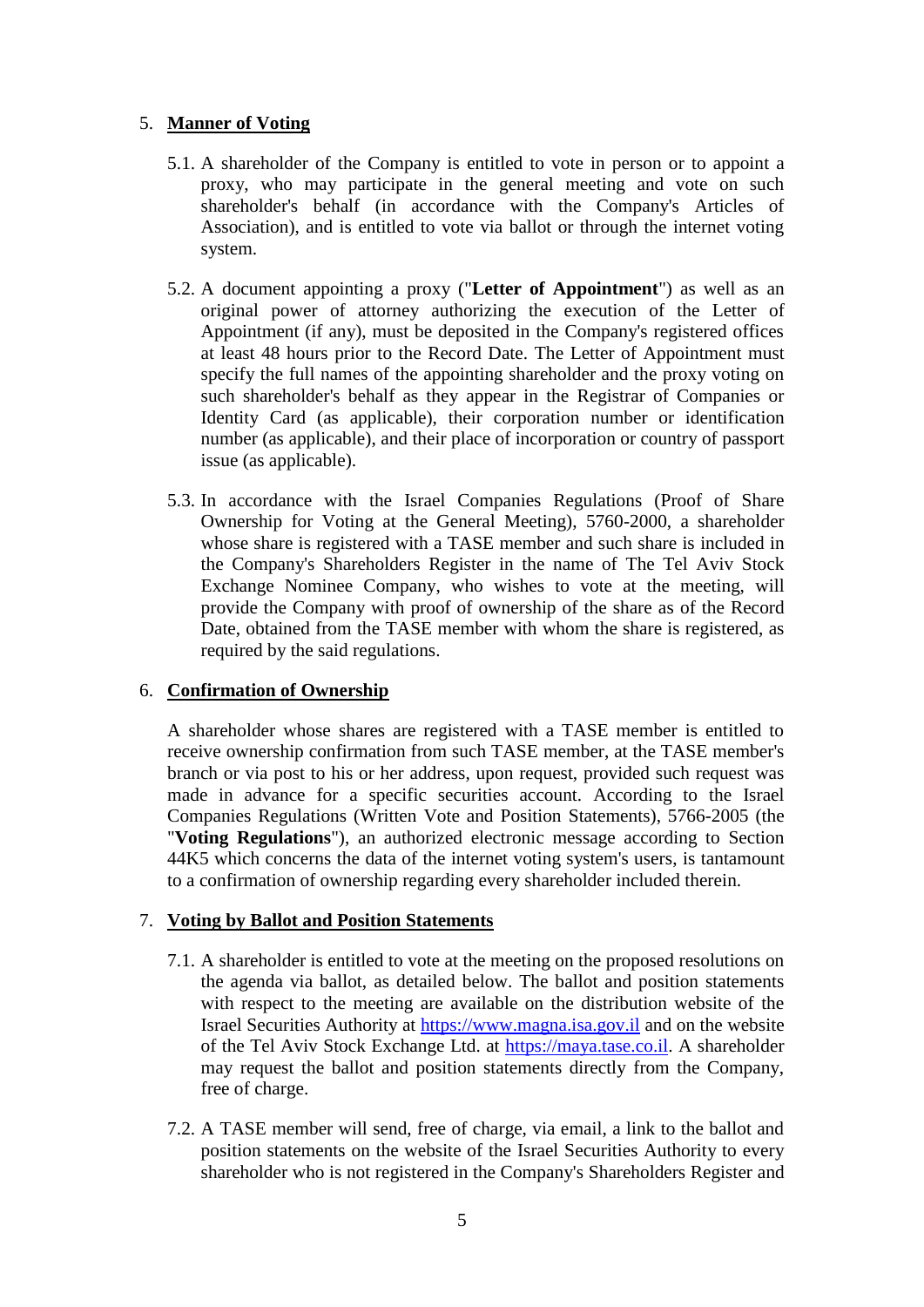## 5. **Manner of Voting**

5.1. A shareholder of the Company is entitled to vote in person or to appoint a proxy, who may participate in the general meeting and vote on such shareholder's behalf (in accordance with the Company's Articles of Association), and is entitled to vote via ballot or through the internet voting system.

5.2. A document appointing a proxy ("**Letter of Appointment**") as well as an original power of attorney authorizing the execution of the Letter of Appointment (if any), must be deposited in the Company's registered offices at least 48 hours prior to the Record Date. The Letter of Appointment must specify the full names of the appointing shareholder and the proxy voting on such shareholder's behalf as they appear in the Registrar of Companies or Identity Card (as applicable), their corporation number or identification number (as applicable), and their place of incorporation or country of passport issue (as applicable).

5.3. In accordance with the Israel Companies Regulations (Proof of Share Ownership for Voting at the General Meeting), 5760-2000, a shareholder whose share is registered with a TASE member and such share is included in the Company's Shareholders Register in the name of The Tel Aviv Stock Exchange Nominee Company, who wishes to vote at the meeting, will provide the Company with proof of ownership of the share as of the Record Date, obtained from the TASE member with whom the share is registered, as required by the said regulations.

## 6. **Confirmation of Ownership**

A shareholder whose shares are registered with a TASE member is entitled to receive ownership confirmation from such TASE member, at the TASE member's branch or via post to his or her address, upon request, provided such request was made in advance for a specific securities account. According to the Israel Companies Regulations (Written Vote and Position Statements), 5766-2005 (the "**Voting Regulations**"), an authorized electronic message according to Section 44K5 which concerns the data of the internet voting system's users, is tantamount to a confirmation of ownership regarding every shareholder included therein.

## 7. **Voting by Ballot and Position Statements**

7.1. A shareholder is entitled to vote at the meeting on the proposed resolutions on the agenda via ballot, as detailed below. The ballot and position statements with respect to the meeting are available on the distribution website of the Israel Securities Authority at https://www.magna.isa.gov.il and on the website of the Tel Aviv Stock Exchange Ltd. at https://maya.tase.co.il. A shareholder may request the ballot and position statements directly from the Company, free of charge.

7.2. A TASE member will send, free of charge, via email, a link to the ballot and position statements on the website of the Israel Securities Authority to every shareholder who is not registered in the Company's Shareholders Register and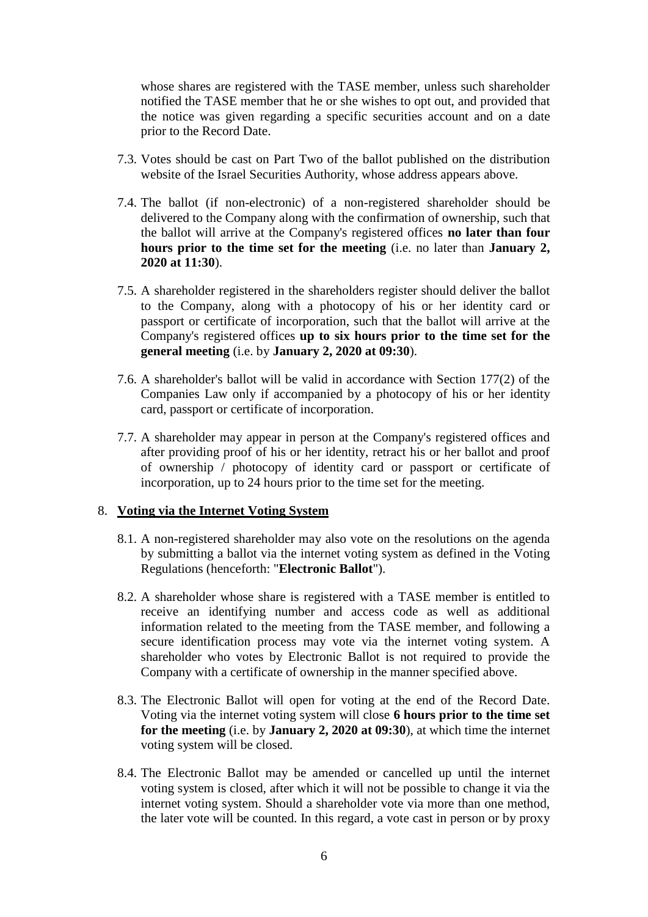whose shares are registered with the TASE member, unless such shareholder notified the TASE member that he or she wishes to opt out, and provided that the notice was given regarding a specific securities account and on a date prior to the Record Date.

7.3. Votes should be cast on Part Two of the ballot published on the distribution website of the Israel Securities Authority, whose address appears above.

7.4. The ballot (if non-electronic) of a non-registered shareholder should be delivered to the Company along with the confirmation of ownership, such that the ballot will arrive at the Company's registered offices **no later than four hours prior to the time set for the meeting** (i.e. no later than **January 2, 2020 at 11:30**).

7.5. A shareholder registered in the shareholders register should deliver the ballot to the Company, along with a photocopy of his or her identity card or passport or certificate of incorporation, such that the ballot will arrive at the Company's registered offices **up to six hours prior to the time set for the general meeting** (i.e. by **January 2, 2020 at 09:30**).

7.6. A shareholder's ballot will be valid in accordance with Section 177(2) of the Companies Law only if accompanied by a photocopy of his or her identity card, passport or certificate of incorporation.

7.7. A shareholder may appear in person at the Company's registered offices and after providing proof of his or her identity, retract his or her ballot and proof of ownership / photocopy of identity card or passport or certificate of incorporation, up to 24 hours prior to the time set for the meeting.

8. **Voting via the Internet Voting System**

8.1. A non-registered shareholder may also vote on the resolutions on the agenda by submitting a ballot via the internet voting system as defined in the Voting Regulations (henceforth: "**Electronic Ballot**").

8.2. A shareholder whose share is registered with a TASE member is entitled to receive an identifying number and access code as well as additional information related to the meeting from the TASE member, and following a secure identification process may vote via the internet voting system. A shareholder who votes by Electronic Ballot is not required to provide the Company with a certificate of ownership in the manner specified above.

8.3. The Electronic Ballot will open for voting at the end of the Record Date. Voting via the internet voting system will close **6 hours prior to the time set for the meeting** (i.e. by **January 2, 2020 at 09:30**), at which time the internet voting system will be closed.

8.4. The Electronic Ballot may be amended or cancelled up until the internet voting system is closed, after which it will not be possible to change it via the internet voting system. Should a shareholder vote via more than one method, the later vote will be counted. In this regard, a vote cast in person or by proxy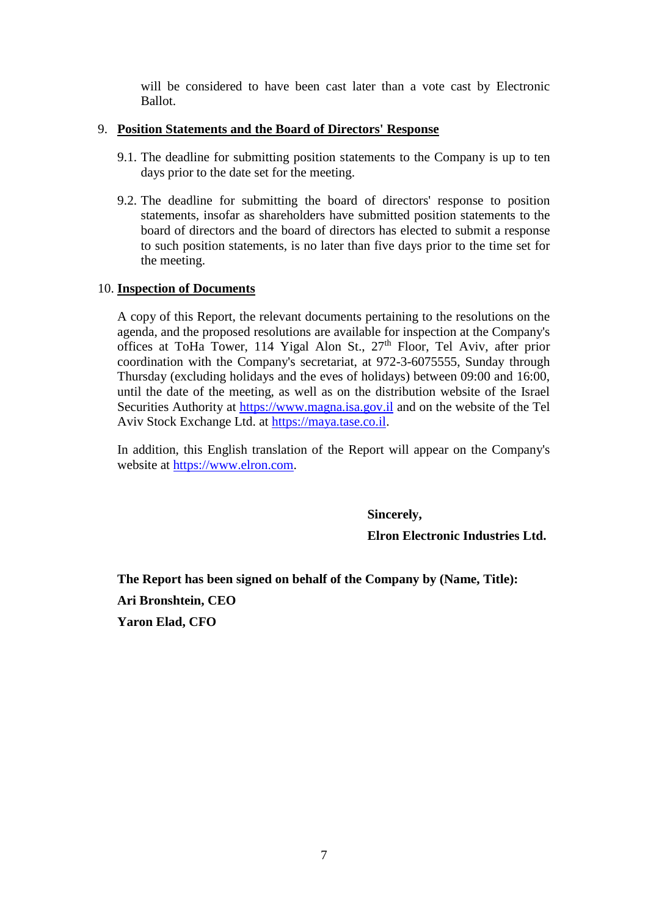will be considered to have been cast later than a vote cast by Electronic Ballot.

9. **<u>Position Statements and the Board of Directors' Response</u>**

   9.1. The deadline for submitting position statements to the Company is up to ten days prior to the date set for the meeting.

   9.2. The deadline for submitting the board of directors' response to position statements, insofar as shareholders have submitted position statements to the board of directors and the board of directors has elected to submit a response to such position statements, is no later than five days prior to the time set for the meeting.

10. **<u>Inspection of Documents</u>**

    A copy of this Report, the relevant documents pertaining to the resolutions on the agenda, and the proposed resolutions are available for inspection at the Company's offices at ToHa Tower, 114 Yigal Alon St., 27th Floor, Tel Aviv, after prior coordination with the Company's secretariat, at 972-3-6075555, Sunday through Thursday (excluding holidays and the eves of holidays) between 09:00 and 16:00, until the date of the meeting, as well as on the distribution website of the Israel Securities Authority at https://www.magna.isa.gov.il and on the website of the Tel Aviv Stock Exchange Ltd. at https://maya.tase.co.il.

    In addition, this English translation of the Report will appear on the Company's website at https://www.elron.com.

**Sincerely,**

**Elron Electronic Industries Ltd.**

**The Report has been signed on behalf of the Company by (Name, Title):**

**Ari Bronshtein, CEO**

**Yaron Elad, CFO**